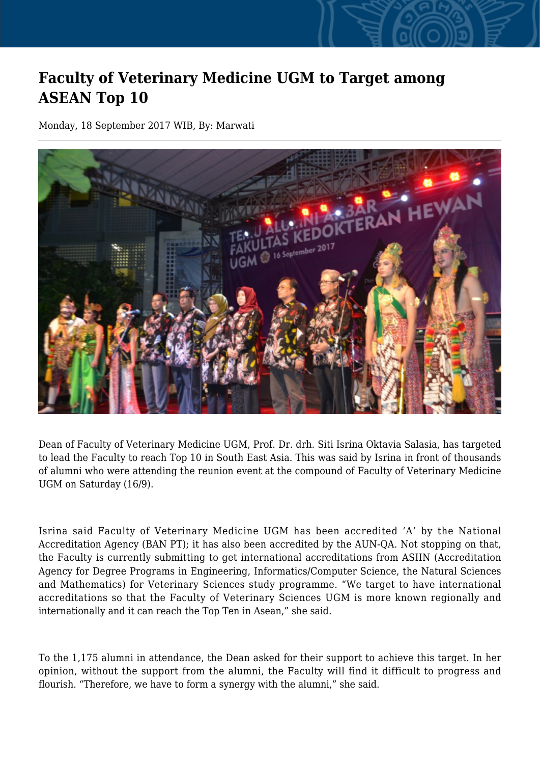# Faculty of Veterinary Medicine UGM to Target among ASEAN Top 10

Monday, 18 September 2017 WIB, By: Marwati

Dean of Faculty of Veterinary Medicine UGM, Prof. Dr. drh. Siti Isrina Oktavia Salasia, has targeted to lead the Faculty to reach Top 10 in South East Asia. This was said by Isrina in front of thousands of alumni who were attending the reunion event at the compound of Faculty of Veterinary Medicine UGM on Saturday (16/9).

Isrina said Faculty of Veterinary Medicine UGM has been accredited 'A' by the National Accreditation Agency (BAN PT); it has also been accredited by the AUN-QA. Not stopping on that, the Faculty is currently submitting to get international accreditations from ASIIN (Accreditation Agency for Degree Programs in Engineering, Informatics/Computer Science, the Natural Sciences and Mathematics) for Veterinary Sciences study programme. "We target to have international accreditations so that the Faculty of Veterinary Sciences UGM is more known regionally and internationally and it can reach the Top Ten in Asean," she said.

To the 1,175 alumni in attendance, the Dean asked for their support to achieve this target. In her opinion, without the support from the alumni, the Faculty will find it difficult to progress and flourish. "Therefore, we have to form a synergy with the alumni," she said.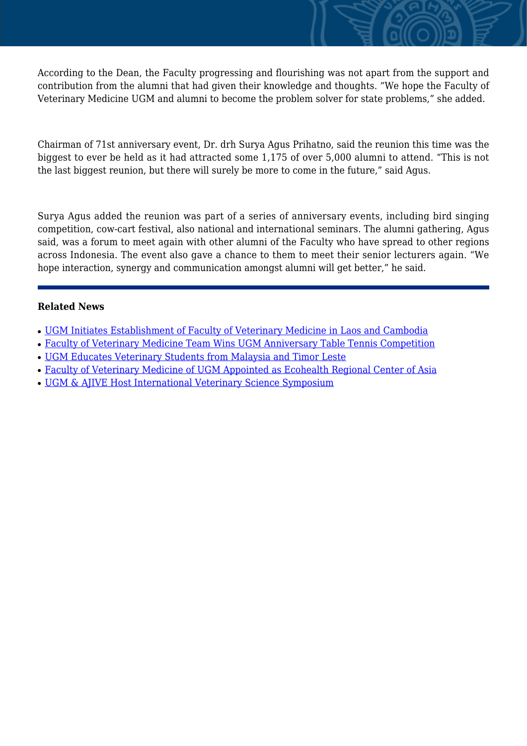According to the Dean, the Faculty progressing and flourishing was not apart from the support and contribution from the alumni that had given their knowledge and thoughts. "We hope the Faculty of Veterinary Medicine UGM and alumni to become the problem solver for state problems," she added.

Chairman of 71st anniversary event, Dr. drh Surya Agus Prihatno, said the reunion this time was the biggest to ever be held as it had attracted some 1,175 of over 5,000 alumni to attend. "This is not the last biggest reunion, but there will surely be more to come in the future," said Agus.

Surya Agus added the reunion was part of a series of anniversary events, including bird singing competition, cow-cart festival, also national and international seminars. The alumni gathering, Agus said, was a forum to meet again with other alumni of the Faculty who have spread to other regions across Indonesia. The event also gave a chance to them to meet their senior lecturers again. "We hope interaction, synergy and communication amongst alumni will get better," he said.

---

**Related News**

- UGM Initiates Establishment of Faculty of Veterinary Medicine in Laos and Cambodia
- Faculty of Veterinary Medicine Team Wins UGM Anniversary Table Tennis Competition
- UGM Educates Veterinary Students from Malaysia and Timor Leste
- Faculty of Veterinary Medicine of UGM Appointed as Ecohealth Regional Center of Asia
- UGM & AJIVE Host International Veterinary Science Symposium